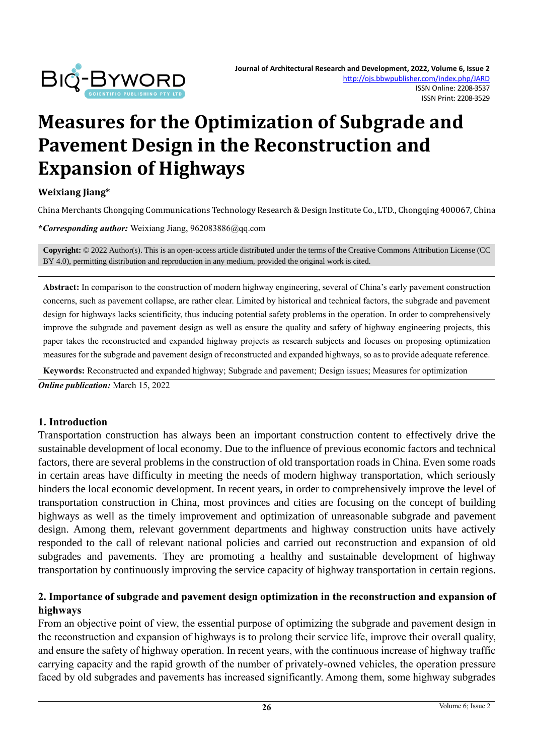# Measures for the Optimization of Subgrade and Pavement Design in the Reconstruction and Expansion of Highways

**Weixiang Jiang***

China Merchants Chongqing Communications Technology Research & Design Institute Co., LTD., Chongqing 400067, China

***Corresponding author:*** Weixiang Jiang, 962083886@qq.com

**Copyright:** © 2022 Author(s). This is an open-access article distributed under the terms of the Creative Commons Attribution License (CC BY 4.0), permitting distribution and reproduction in any medium, provided the original work is cited.

**Abstract:** In comparison to the construction of modern highway engineering, several of China's early pavement construction concerns, such as pavement collapse, are rather clear. Limited by historical and technical factors, the subgrade and pavement design for highways lacks scientificity, thus inducing potential safety problems in the operation. In order to comprehensively improve the subgrade and pavement design as well as ensure the quality and safety of highway engineering projects, this paper takes the reconstructed and expanded highway projects as research subjects and focuses on proposing optimization measures for the subgrade and pavement design of reconstructed and expanded highways, so as to provide adequate reference.

**Keywords:** Reconstructed and expanded highway; Subgrade and pavement; Design issues; Measures for optimization

***Online publication:*** March 15, 2022

## 1. Introduction

Transportation construction has always been an important construction content to effectively drive the sustainable development of local economy. Due to the influence of previous economic factors and technical factors, there are several problems in the construction of old transportation roads in China. Even some roads in certain areas have difficulty in meeting the needs of modern highway transportation, which seriously hinders the local economic development. In recent years, in order to comprehensively improve the level of transportation construction in China, most provinces and cities are focusing on the concept of building highways as well as the timely improvement and optimization of unreasonable subgrade and pavement design. Among them, relevant government departments and highway construction units have actively responded to the call of relevant national policies and carried out reconstruction and expansion of old subgrades and pavements. They are promoting a healthy and sustainable development of highway transportation by continuously improving the service capacity of highway transportation in certain regions.

## 2. Importance of subgrade and pavement design optimization in the reconstruction and expansion of highways

From an objective point of view, the essential purpose of optimizing the subgrade and pavement design in the reconstruction and expansion of highways is to prolong their service life, improve their overall quality, and ensure the safety of highway operation. In recent years, with the continuous increase of highway traffic carrying capacity and the rapid growth of the number of privately-owned vehicles, the operation pressure faced by old subgrades and pavements has increased significantly. Among them, some highway subgrades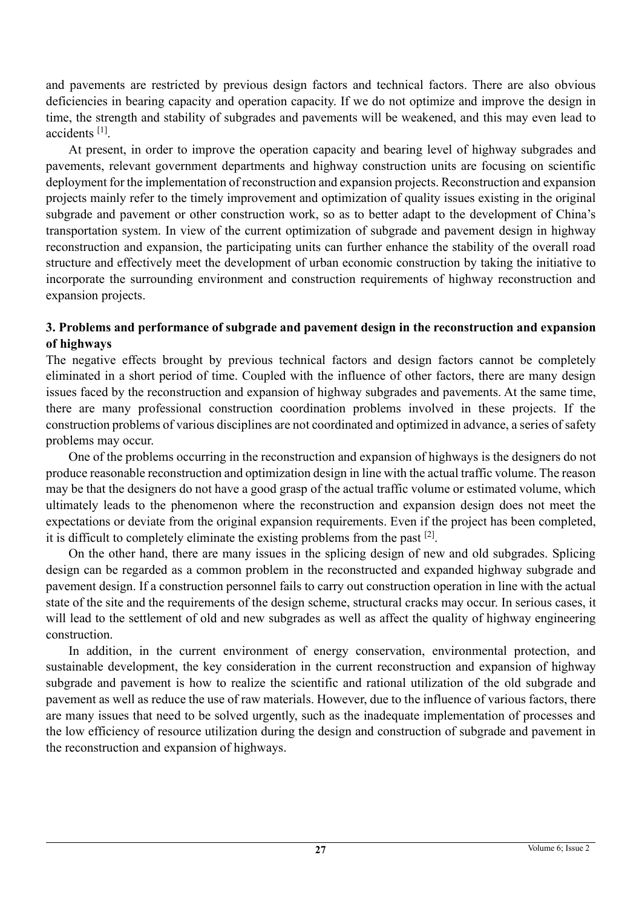and pavements are restricted by previous design factors and technical factors. There are also obvious deficiencies in bearing capacity and operation capacity. If we do not optimize and improve the design in time, the strength and stability of subgrades and pavements will be weakened, and this may even lead to accidents [1].

At present, in order to improve the operation capacity and bearing level of highway subgrades and pavements, relevant government departments and highway construction units are focusing on scientific deployment for the implementation of reconstruction and expansion projects. Reconstruction and expansion projects mainly refer to the timely improvement and optimization of quality issues existing in the original subgrade and pavement or other construction work, so as to better adapt to the development of China's transportation system. In view of the current optimization of subgrade and pavement design in highway reconstruction and expansion, the participating units can further enhance the stability of the overall road structure and effectively meet the development of urban economic construction by taking the initiative to incorporate the surrounding environment and construction requirements of highway reconstruction and expansion projects.

## 3. Problems and performance of subgrade and pavement design in the reconstruction and expansion of highways

The negative effects brought by previous technical factors and design factors cannot be completely eliminated in a short period of time. Coupled with the influence of other factors, there are many design issues faced by the reconstruction and expansion of highway subgrades and pavements. At the same time, there are many professional construction coordination problems involved in these projects. If the construction problems of various disciplines are not coordinated and optimized in advance, a series of safety problems may occur.

One of the problems occurring in the reconstruction and expansion of highways is the designers do not produce reasonable reconstruction and optimization design in line with the actual traffic volume. The reason may be that the designers do not have a good grasp of the actual traffic volume or estimated volume, which ultimately leads to the phenomenon where the reconstruction and expansion design does not meet the expectations or deviate from the original expansion requirements. Even if the project has been completed, it is difficult to completely eliminate the existing problems from the past [2].

On the other hand, there are many issues in the splicing design of new and old subgrades. Splicing design can be regarded as a common problem in the reconstructed and expanded highway subgrade and pavement design. If a construction personnel fails to carry out construction operation in line with the actual state of the site and the requirements of the design scheme, structural cracks may occur. In serious cases, it will lead to the settlement of old and new subgrades as well as affect the quality of highway engineering construction.

In addition, in the current environment of energy conservation, environmental protection, and sustainable development, the key consideration in the current reconstruction and expansion of highway subgrade and pavement is how to realize the scientific and rational utilization of the old subgrade and pavement as well as reduce the use of raw materials. However, due to the influence of various factors, there are many issues that need to be solved urgently, such as the inadequate implementation of processes and the low efficiency of resource utilization during the design and construction of subgrade and pavement in the reconstruction and expansion of highways.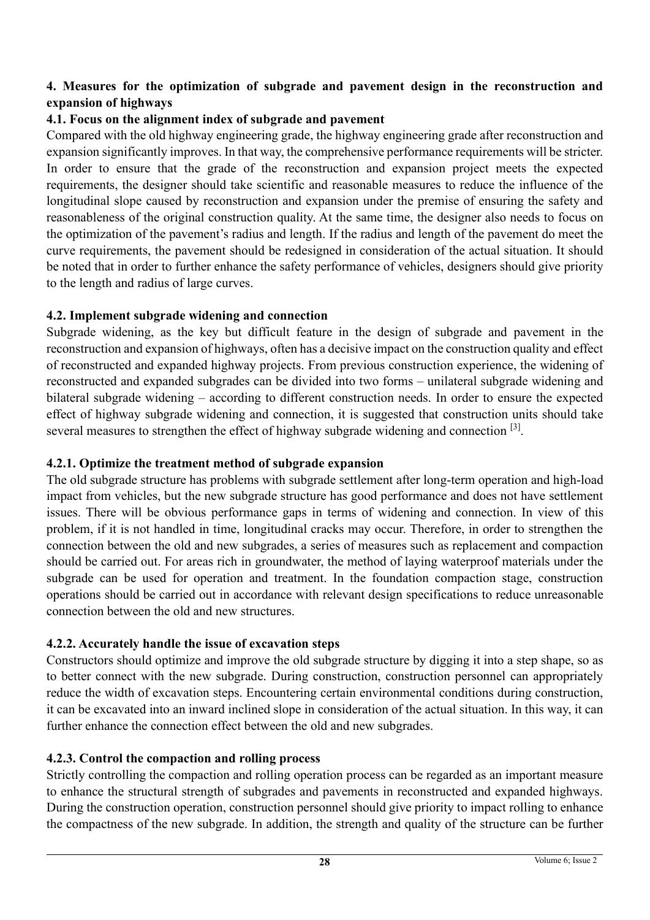## 4. Measures for the optimization of subgrade and pavement design in the reconstruction and expansion of highways

### 4.1. Focus on the alignment index of subgrade and pavement

Compared with the old highway engineering grade, the highway engineering grade after reconstruction and expansion significantly improves. In that way, the comprehensive performance requirements will be stricter. In order to ensure that the grade of the reconstruction and expansion project meets the expected requirements, the designer should take scientific and reasonable measures to reduce the influence of the longitudinal slope caused by reconstruction and expansion under the premise of ensuring the safety and reasonableness of the original construction quality. At the same time, the designer also needs to focus on the optimization of the pavement's radius and length. If the radius and length of the pavement do meet the curve requirements, the pavement should be redesigned in consideration of the actual situation. It should be noted that in order to further enhance the safety performance of vehicles, designers should give priority to the length and radius of large curves.

### 4.2. Implement subgrade widening and connection

Subgrade widening, as the key but difficult feature in the design of subgrade and pavement in the reconstruction and expansion of highways, often has a decisive impact on the construction quality and effect of reconstructed and expanded highway projects. From previous construction experience, the widening of reconstructed and expanded subgrades can be divided into two forms – unilateral subgrade widening and bilateral subgrade widening – according to different construction needs. In order to ensure the expected effect of highway subgrade widening and connection, it is suggested that construction units should take several measures to strengthen the effect of highway subgrade widening and connection [3].

#### 4.2.1. Optimize the treatment method of subgrade expansion

The old subgrade structure has problems with subgrade settlement after long-term operation and high-load impact from vehicles, but the new subgrade structure has good performance and does not have settlement issues. There will be obvious performance gaps in terms of widening and connection. In view of this problem, if it is not handled in time, longitudinal cracks may occur. Therefore, in order to strengthen the connection between the old and new subgrades, a series of measures such as replacement and compaction should be carried out. For areas rich in groundwater, the method of laying waterproof materials under the subgrade can be used for operation and treatment. In the foundation compaction stage, construction operations should be carried out in accordance with relevant design specifications to reduce unreasonable connection between the old and new structures.

#### 4.2.2. Accurately handle the issue of excavation steps

Constructors should optimize and improve the old subgrade structure by digging it into a step shape, so as to better connect with the new subgrade. During construction, construction personnel can appropriately reduce the width of excavation steps. Encountering certain environmental conditions during construction, it can be excavated into an inward inclined slope in consideration of the actual situation. In this way, it can further enhance the connection effect between the old and new subgrades.

#### 4.2.3. Control the compaction and rolling process

Strictly controlling the compaction and rolling operation process can be regarded as an important measure to enhance the structural strength of subgrades and pavements in reconstructed and expanded highways. During the construction operation, construction personnel should give priority to impact rolling to enhance the compactness of the new subgrade. In addition, the strength and quality of the structure can be further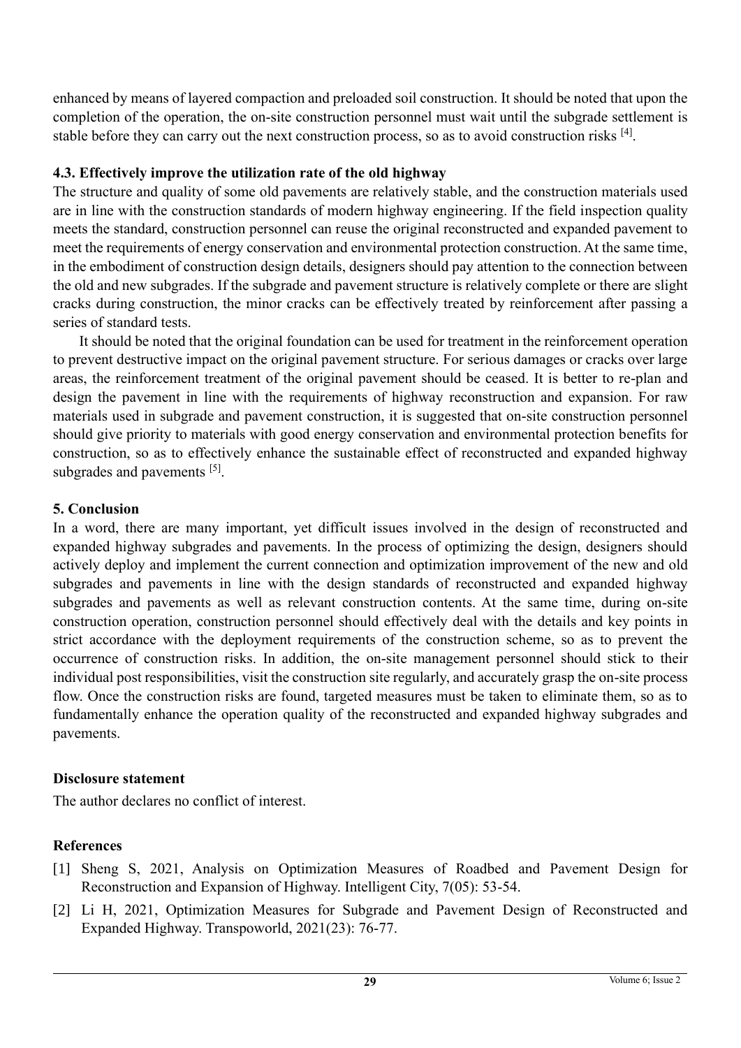enhanced by means of layered compaction and preloaded soil construction. It should be noted that upon the completion of the operation, the on-site construction personnel must wait until the subgrade settlement is stable before they can carry out the next construction process, so as to avoid construction risks [4].

### 4.3. Effectively improve the utilization rate of the old highway

The structure and quality of some old pavements are relatively stable, and the construction materials used are in line with the construction standards of modern highway engineering. If the field inspection quality meets the standard, construction personnel can reuse the original reconstructed and expanded pavement to meet the requirements of energy conservation and environmental protection construction. At the same time, in the embodiment of construction design details, designers should pay attention to the connection between the old and new subgrades. If the subgrade and pavement structure is relatively complete or there are slight cracks during construction, the minor cracks can be effectively treated by reinforcement after passing a series of standard tests.

It should be noted that the original foundation can be used for treatment in the reinforcement operation to prevent destructive impact on the original pavement structure. For serious damages or cracks over large areas, the reinforcement treatment of the original pavement should be ceased. It is better to re-plan and design the pavement in line with the requirements of highway reconstruction and expansion. For raw materials used in subgrade and pavement construction, it is suggested that on-site construction personnel should give priority to materials with good energy conservation and environmental protection benefits for construction, so as to effectively enhance the sustainable effect of reconstructed and expanded highway subgrades and pavements [5].

## 5. Conclusion

In a word, there are many important, yet difficult issues involved in the design of reconstructed and expanded highway subgrades and pavements. In the process of optimizing the design, designers should actively deploy and implement the current connection and optimization improvement of the new and old subgrades and pavements in line with the design standards of reconstructed and expanded highway subgrades and pavements as well as relevant construction contents. At the same time, during on-site construction operation, construction personnel should effectively deal with the details and key points in strict accordance with the deployment requirements of the construction scheme, so as to prevent the occurrence of construction risks. In addition, the on-site management personnel should stick to their individual post responsibilities, visit the construction site regularly, and accurately grasp the on-site process flow. Once the construction risks are found, targeted measures must be taken to eliminate them, so as to fundamentally enhance the operation quality of the reconstructed and expanded highway subgrades and pavements.

## Disclosure statement

The author declares no conflict of interest.

## References

[1] Sheng S, 2021, Analysis on Optimization Measures of Roadbed and Pavement Design for Reconstruction and Expansion of Highway. Intelligent City, 7(05): 53-54.

[2] Li H, 2021, Optimization Measures for Subgrade and Pavement Design of Reconstructed and Expanded Highway. Transpoworld, 2021(23): 76-77.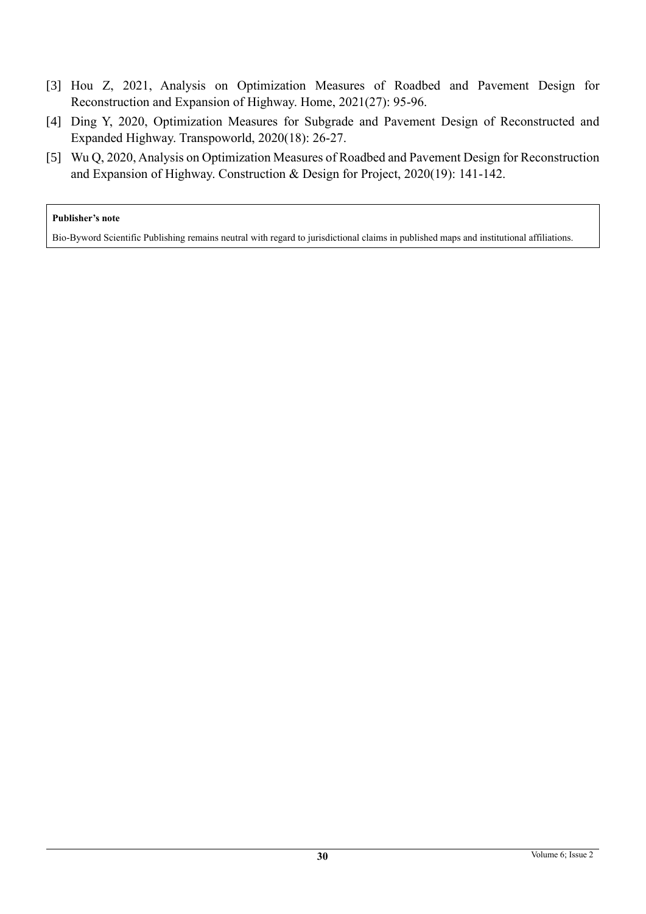[3] Hou Z, 2021, Analysis on Optimization Measures of Roadbed and Pavement Design for Reconstruction and Expansion of Highway. Home, 2021(27): 95-96.

[4] Ding Y, 2020, Optimization Measures for Subgrade and Pavement Design of Reconstructed and Expanded Highway. Transpoworld, 2020(18): 26-27.

[5] Wu Q, 2020, Analysis on Optimization Measures of Roadbed and Pavement Design for Reconstruction and Expansion of Highway. Construction & Design for Project, 2020(19): 141-142.

**Publisher's note**

Bio-Byword Scientific Publishing remains neutral with regard to jurisdictional claims in published maps and institutional affiliations.